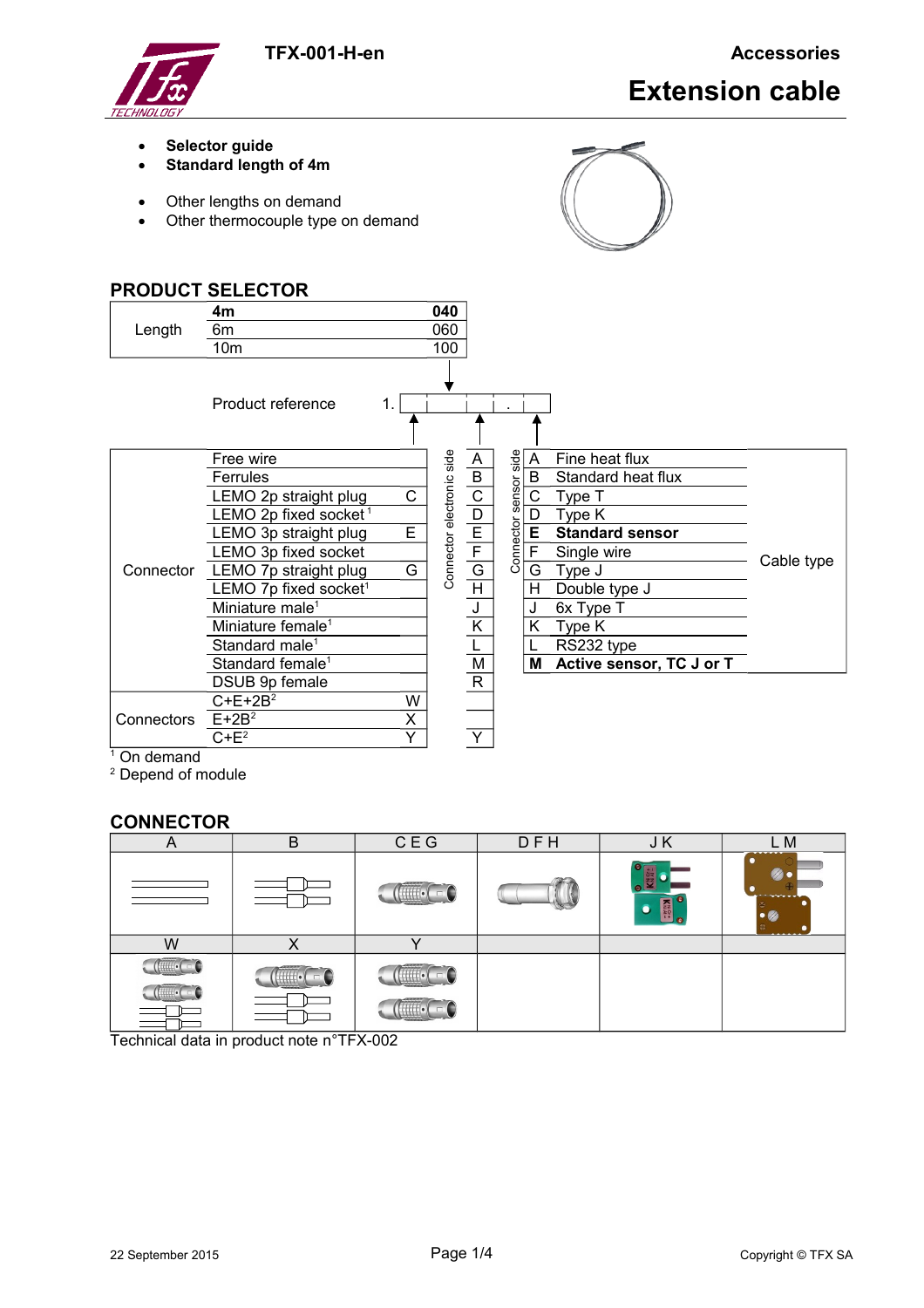# Extension cable

- **Selector guide**
- **Standard length of 4m**

- Other lengths on demand
- Other thermocouple type on demand

## PRODUCT SELECTOR

| Length | | |
|---|---|---|
| | **4m** | **040** |
| | 6m | 060 |
| | 10m | 100 |

Product reference 1. [ ][ ][ ].[ ][ ]

| | Connector | | Code |
|---|---|---|---|
| Connector | Free wire | | A |
| | Ferrules | | B |
| | LEMO 2p straight plug | C | C |
| | LEMO 2p fixed socket [1] | | D |
| | LEMO 3p straight plug | E | E |
| | LEMO 3p fixed socket | | F |
| | LEMO 7p straight plug | G | G |
| | LEMO 7p fixed socket [1] | | H |
| | Miniature male [1] | | J |
| | Miniature female [1] | | K |
| | Standard male [1] | | L |
| | Standard female [1] | | M |
| | DSUB 9p female | | R |
| Connectors | C+E+2B [2] | W | |
| | E+2B [2] | X | |
| | C+E [2] | Y | Y |

Column "Connector electronic side": A–R, Y. Column "Connector sensor side": A–M.

| Code | Cable type |
|---|---|
| A | Fine heat flux |
| B | Standard heat flux |
| C | Type T |
| D | Type K |
| **E** | **Standard sensor** |
| F | Single wire |
| G | Type J |
| H | Double type J |
| J | 6x Type T |
| K | Type K |
| L | RS232 type |
| **M** | **Active sensor, TC J or T** |

[1] On demand
[2] Depend of module

## CONNECTOR

| A | B | C E G | D F H | J K | L M |
|---|---|---|---|---|---|
| | | | | | |
| **W** | **X** | **Y** | | | |
| | | | | | |

Technical data in product note n°TFX-002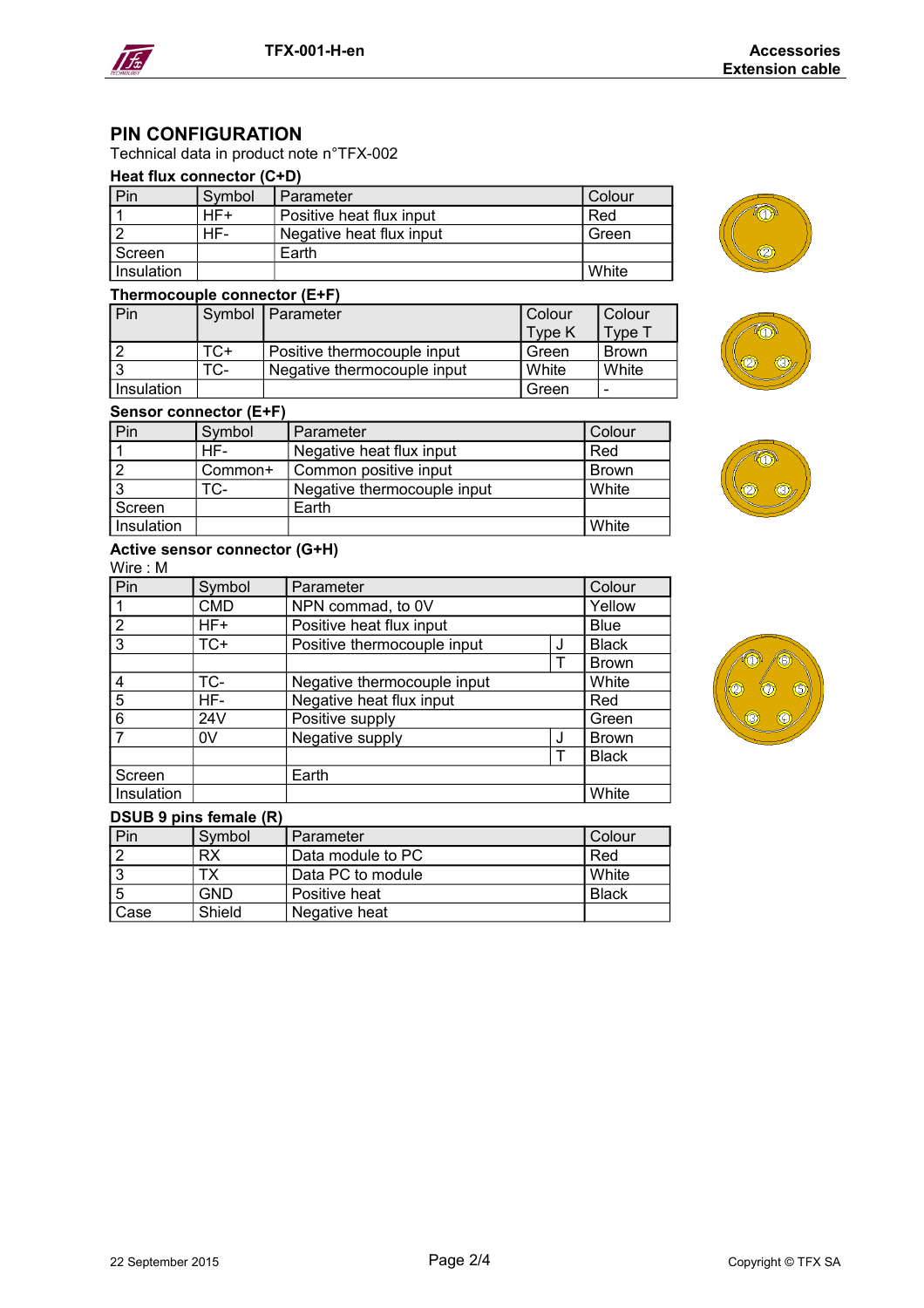## PIN CONFIGURATION

Technical data in product note n°TFX-002

### Heat flux connector (C+D)

| Pin | Symbol | Parameter | Colour |
|---|---|---|---|
| 1 | HF+ | Positive heat flux input | Red |
| 2 | HF- | Negative heat flux input | Green |
| Screen | | Earth | |
| Insulation | | | White |

### Thermocouple connector (E+F)

| Pin | Symbol | Parameter | Colour Type K | Colour Type T |
|---|---|---|---|---|
| 2 | TC+ | Positive thermocouple input | Green | Brown |
| 3 | TC- | Negative thermocouple input | White | White |
| Insulation | | | Green | - |

### Sensor connector (E+F)

| Pin | Symbol | Parameter | Colour |
|---|---|---|---|
| 1 | HF- | Negative heat flux input | Red |
| 2 | Common+ | Common positive input | Brown |
| 3 | TC- | Negative thermocouple input | White |
| Screen | | Earth | |
| Insulation | | | White |

### Active sensor connector (G+H)

Wire : M

| Pin | Symbol | Parameter | | Colour |
|---|---|---|---|---|
| 1 | CMD | NPN commad, to 0V | | Yellow |
| 2 | HF+ | Positive heat flux input | | Blue |
| 3 | TC+ | Positive thermocouple input | J | Black |
| | | | T | Brown |
| 4 | TC- | Negative thermocouple input | | White |
| 5 | HF- | Negative heat flux input | | Red |
| 6 | 24V | Positive supply | | Green |
| 7 | 0V | Negative supply | J | Brown |
| | | | T | Black |
| Screen | | Earth | | |
| Insulation | | | | White |

### DSUB 9 pins female (R)

| Pin | Symbol | Parameter | Colour |
|---|---|---|---|
| 2 | RX | Data module to PC | Red |
| 3 | TX | Data PC to module | White |
| 5 | GND | Positive heat | Black |
| Case | Shield | Negative heat | |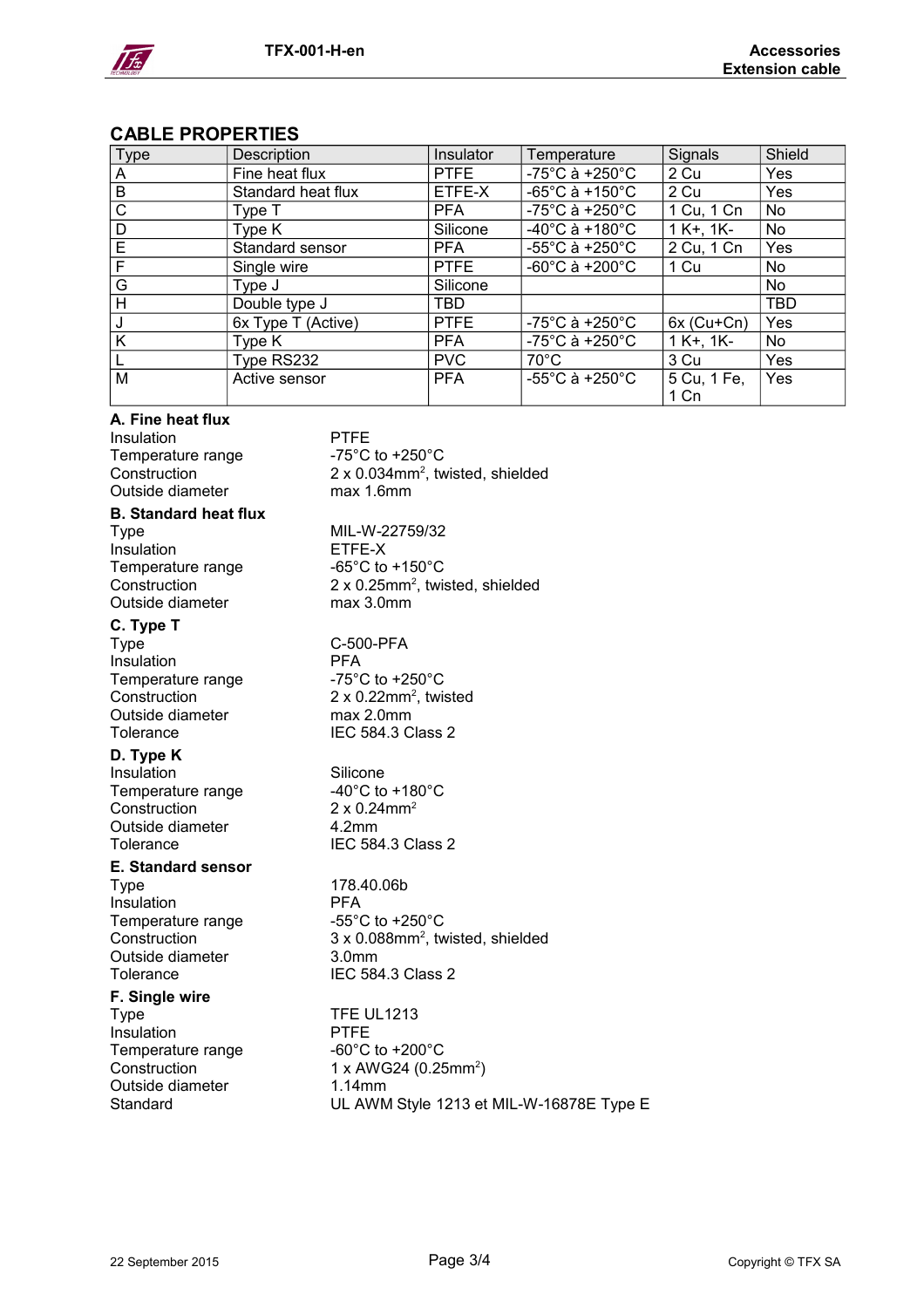## CABLE PROPERTIES

| Type | Description | Insulator | Temperature | Signals | Shield |
|---|---|---|---|---|---|
| A | Fine heat flux | PTFE | -75°C à +250°C | 2 Cu | Yes |
| B | Standard heat flux | ETFE-X | -65°C à +150°C | 2 Cu | Yes |
| C | Type T | PFA | -75°C à +250°C | 1 Cu, 1 Cn | No |
| D | Type K | Silicone | -40°C à +180°C | 1 K+, 1K- | No |
| E | Standard sensor | PFA | -55°C à +250°C | 2 Cu, 1 Cn | Yes |
| F | Single wire | PTFE | -60°C à +200°C | 1 Cu | No |
| G | Type J | Silicone | | | No |
| H | Double type J | TBD | | | TBD |
| J | 6x Type T (Active) | PTFE | -75°C à +250°C | 6x (Cu+Cn) | Yes |
| K | Type K | PFA | -75°C à +250°C | 1 K+, 1K- | No |
| L | Type RS232 | PVC | 70°C | 3 Cu | Yes |
| M | Active sensor | PFA | -55°C à +250°C | 5 Cu, 1 Fe, 1 Cn | Yes |

**A. Fine heat flux**

| | |
|---|---|
| Insulation | PTFE |
| Temperature range | -75°C to +250°C |
| Construction | 2 x 0.034mm², twisted, shielded |
| Outside diameter | max 1.6mm |

**B. Standard heat flux**

| | |
|---|---|
| Type | MIL-W-22759/32 |
| Insulation | ETFE-X |
| Temperature range | -65°C to +150°C |
| Construction | 2 x 0.25mm², twisted, shielded |
| Outside diameter | max 3.0mm |

**C. Type T**

| | |
|---|---|
| Type | C-500-PFA |
| Insulation | PFA |
| Temperature range | -75°C to +250°C |
| Construction | 2 x 0.22mm², twisted |
| Outside diameter | max 2.0mm |
| Tolerance | IEC 584.3 Class 2 |

**D. Type K**

| | |
|---|---|
| Insulation | Silicone |
| Temperature range | -40°C to +180°C |
| Construction | 2 x 0.24mm² |
| Outside diameter | 4.2mm |
| Tolerance | IEC 584.3 Class 2 |

**E. Standard sensor**

| | |
|---|---|
| Type | 178.40.06b |
| Insulation | PFA |
| Temperature range | -55°C to +250°C |
| Construction | 3 x 0.088mm², twisted, shielded |
| Outside diameter | 3.0mm |
| Tolerance | IEC 584.3 Class 2 |

**F. Single wire**

| | |
|---|---|
| Type | TFE UL1213 |
| Insulation | PTFE |
| Temperature range | -60°C to +200°C |
| Construction | 1 x AWG24 (0.25mm²) |
| Outside diameter | 1.14mm |
| Standard | UL AWM Style 1213 et MIL-W-16878E Type E |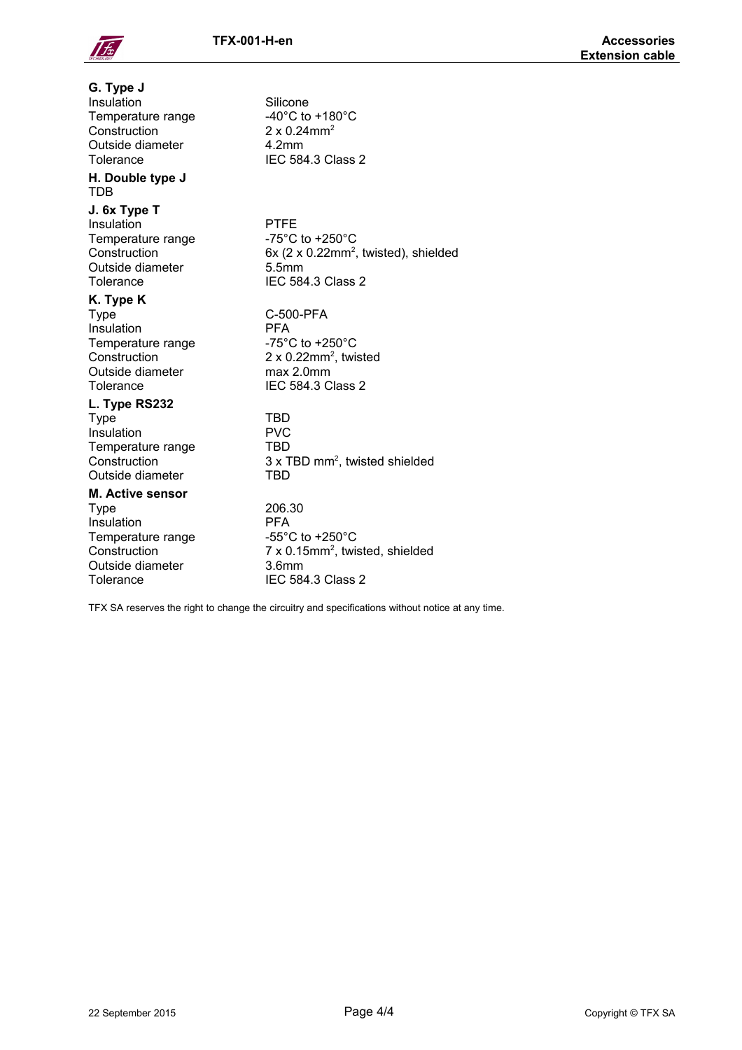**G. Type J**

| | |
|---|---|
| Insulation | Silicone |
| Temperature range | -40°C to +180°C |
| Construction | 2 x 0.24mm$^2$ |
| Outside diameter | 4.2mm |
| Tolerance | IEC 584.3 Class 2 |

**H. Double type J**

TDB

**J. 6x Type T**

| | |
|---|---|
| Insulation | PTFE |
| Temperature range | -75°C to +250°C |
| Construction | 6x (2 x 0.22mm$^2$, twisted), shielded |
| Outside diameter | 5.5mm |
| Tolerance | IEC 584.3 Class 2 |

**K. Type K**

| | |
|---|---|
| Type | C-500-PFA |
| Insulation | PFA |
| Temperature range | -75°C to +250°C |
| Construction | 2 x 0.22mm$^2$, twisted |
| Outside diameter | max 2.0mm |
| Tolerance | IEC 584.3 Class 2 |

**L. Type RS232**

| | |
|---|---|
| Type | TBD |
| Insulation | PVC |
| Temperature range | TBD |
| Construction | 3 x TBD mm$^2$, twisted shielded |
| Outside diameter | TBD |

**M. Active sensor**

| | |
|---|---|
| Type | 206.30 |
| Insulation | PFA |
| Temperature range | -55°C to +250°C |
| Construction | 7 x 0.15mm$^2$, twisted, shielded |
| Outside diameter | 3.6mm |
| Tolerance | IEC 584.3 Class 2 |

TFX SA reserves the right to change the circuitry and specifications without notice at any time.